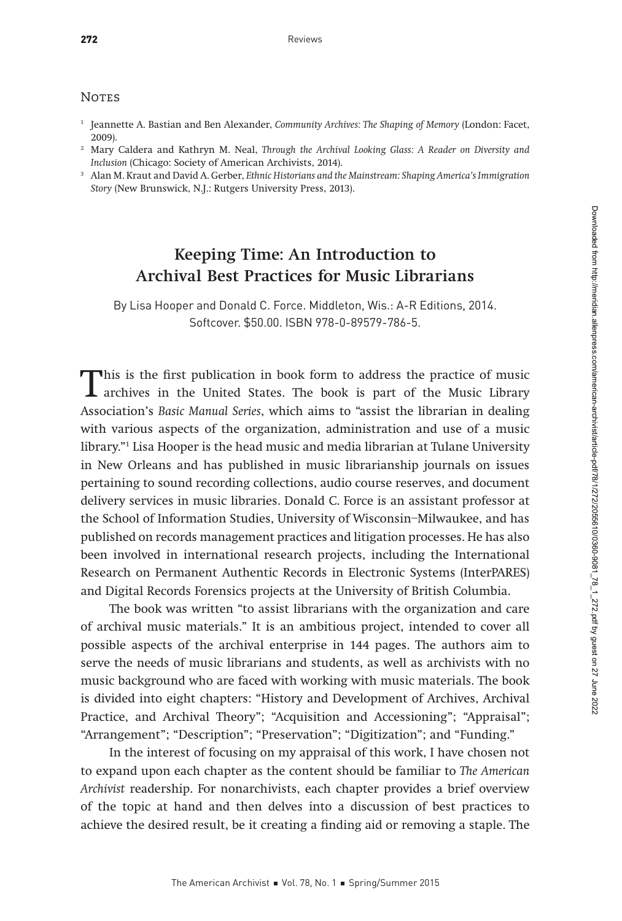## Notes

1. Jeannette A. Bastian and Ben Alexander, *Community Archives: The Shaping of Memory* (London: Facet, 2009).
2. Mary Caldera and Kathryn M. Neal, *Through the Archival Looking Glass: A Reader on Diversity and Inclusion* (Chicago: Society of American Archivists, 2014).
3. Alan M. Kraut and David A. Gerber, *Ethnic Historians and the Mainstream: Shaping America's Immigration Story* (New Brunswick, N.J.: Rutgers University Press, 2013).

# Keeping Time: An Introduction to Archival Best Practices for Music Librarians

By Lisa Hooper and Donald C. Force. Middleton, Wis.: A-R Editions, 2014. Softcover. $50.00. ISBN 978-0-89579-786-5.

This is the first publication in book form to address the practice of music archives in the United States. The book is part of the Music Library Association's *Basic Manual Series*, which aims to "assist the librarian in dealing with various aspects of the organization, administration and use of a music library."[1] Lisa Hooper is the head music and media librarian at Tulane University in New Orleans and has published in music librarianship journals on issues pertaining to sound recording collections, audio course reserves, and document delivery services in music libraries. Donald C. Force is an assistant professor at the School of Information Studies, University of Wisconsin–Milwaukee, and has published on records management practices and litigation processes. He has also been involved in international research projects, including the International Research on Permanent Authentic Records in Electronic Systems (InterPARES) and Digital Records Forensics projects at the University of British Columbia.

The book was written "to assist librarians with the organization and care of archival music materials." It is an ambitious project, intended to cover all possible aspects of the archival enterprise in 144 pages. The authors aim to serve the needs of music librarians and students, as well as archivists with no music background who are faced with working with music materials. The book is divided into eight chapters: "History and Development of Archives, Archival Practice, and Archival Theory"; "Acquisition and Accessioning"; "Appraisal"; "Arrangement"; "Description"; "Preservation"; "Digitization"; and "Funding."

In the interest of focusing on my appraisal of this work, I have chosen not to expand upon each chapter as the content should be familiar to *The American Archivist* readership. For nonarchivists, each chapter provides a brief overview of the topic at hand and then delves into a discussion of best practices to achieve the desired result, be it creating a finding aid or removing a staple. The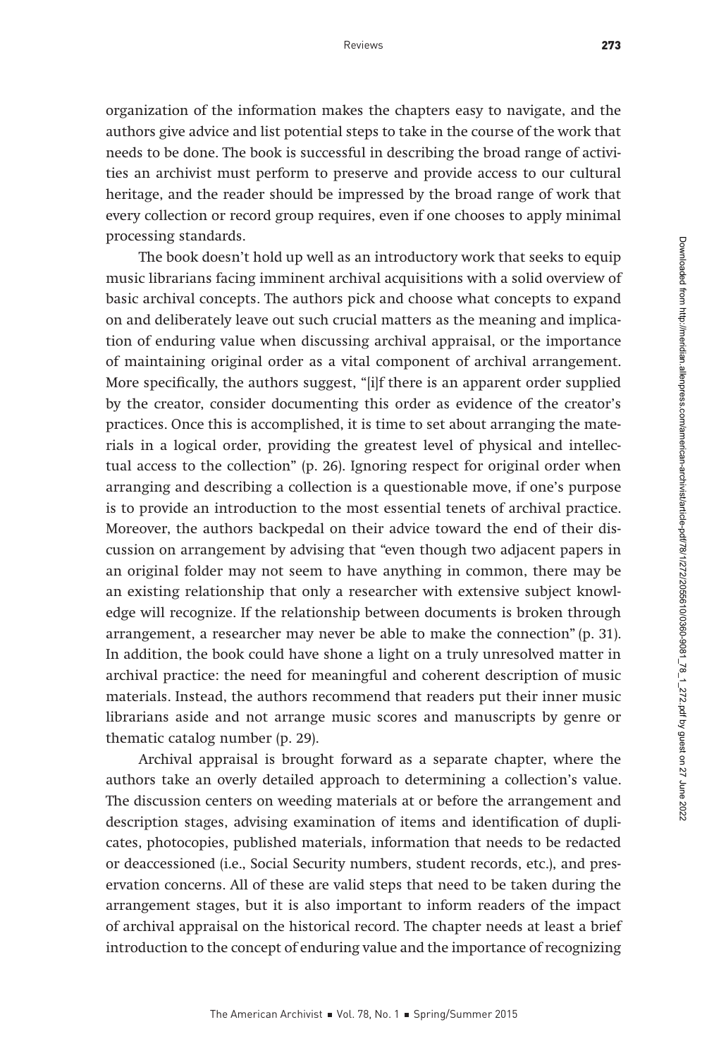organization of the information makes the chapters easy to navigate, and the authors give advice and list potential steps to take in the course of the work that needs to be done. The book is successful in describing the broad range of activities an archivist must perform to preserve and provide access to our cultural heritage, and the reader should be impressed by the broad range of work that every collection or record group requires, even if one chooses to apply minimal processing standards.

The book doesn't hold up well as an introductory work that seeks to equip music librarians facing imminent archival acquisitions with a solid overview of basic archival concepts. The authors pick and choose what concepts to expand on and deliberately leave out such crucial matters as the meaning and implication of enduring value when discussing archival appraisal, or the importance of maintaining original order as a vital component of archival arrangement. More specifically, the authors suggest, "[i]f there is an apparent order supplied by the creator, consider documenting this order as evidence of the creator's practices. Once this is accomplished, it is time to set about arranging the materials in a logical order, providing the greatest level of physical and intellectual access to the collection" (p. 26). Ignoring respect for original order when arranging and describing a collection is a questionable move, if one's purpose is to provide an introduction to the most essential tenets of archival practice. Moreover, the authors backpedal on their advice toward the end of their discussion on arrangement by advising that "even though two adjacent papers in an original folder may not seem to have anything in common, there may be an existing relationship that only a researcher with extensive subject knowledge will recognize. If the relationship between documents is broken through arrangement, a researcher may never be able to make the connection" (p. 31). In addition, the book could have shone a light on a truly unresolved matter in archival practice: the need for meaningful and coherent description of music materials. Instead, the authors recommend that readers put their inner music librarians aside and not arrange music scores and manuscripts by genre or thematic catalog number (p. 29).

Archival appraisal is brought forward as a separate chapter, where the authors take an overly detailed approach to determining a collection's value. The discussion centers on weeding materials at or before the arrangement and description stages, advising examination of items and identification of duplicates, photocopies, published materials, information that needs to be redacted or deaccessioned (i.e., Social Security numbers, student records, etc.), and preservation concerns. All of these are valid steps that need to be taken during the arrangement stages, but it is also important to inform readers of the impact of archival appraisal on the historical record. The chapter needs at least a brief introduction to the concept of enduring value and the importance of recognizing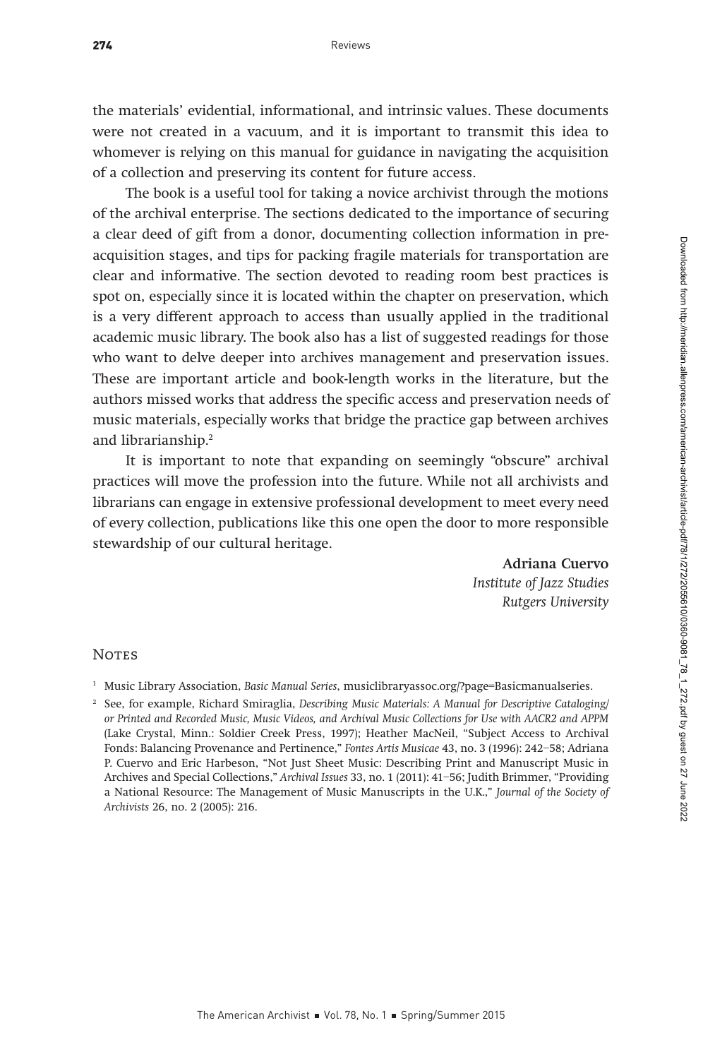the materials' evidential, informational, and intrinsic values. These documents were not created in a vacuum, and it is important to transmit this idea to whomever is relying on this manual for guidance in navigating the acquisition of a collection and preserving its content for future access.

The book is a useful tool for taking a novice archivist through the motions of the archival enterprise. The sections dedicated to the importance of securing a clear deed of gift from a donor, documenting collection information in pre-acquisition stages, and tips for packing fragile materials for transportation are clear and informative. The section devoted to reading room best practices is spot on, especially since it is located within the chapter on preservation, which is a very different approach to access than usually applied in the traditional academic music library. The book also has a list of suggested readings for those who want to delve deeper into archives management and preservation issues. These are important article and book-length works in the literature, but the authors missed works that address the specific access and preservation needs of music materials, especially works that bridge the practice gap between archives and librarianship.[2]

It is important to note that expanding on seemingly "obscure" archival practices will move the profession into the future. While not all archivists and librarians can engage in extensive professional development to meet every need of every collection, publications like this one open the door to more responsible stewardship of our cultural heritage.

**Adriana Cuervo**
*Institute of Jazz Studies*
*Rutgers University*

## Notes

[1] Music Library Association, *Basic Manual Series*, musiclibraryassoc.org/?page=Basicmanualseries.

[2] See, for example, Richard Smiraglia, *Describing Music Materials: A Manual for Descriptive Cataloging/ or Printed and Recorded Music, Music Videos, and Archival Music Collections for Use with AACR2 and APPM* (Lake Crystal, Minn.: Soldier Creek Press, 1997); Heather MacNeil, "Subject Access to Archival Fonds: Balancing Provenance and Pertinence," *Fontes Artis Musicae* 43, no. 3 (1996): 242–58; Adriana P. Cuervo and Eric Harbeson, "Not Just Sheet Music: Describing Print and Manuscript Music in Archives and Special Collections," *Archival Issues* 33, no. 1 (2011): 41–56; Judith Brimmer, "Providing a National Resource: The Management of Music Manuscripts in the U.K.," *Journal of the Society of Archivists* 26, no. 2 (2005): 216.